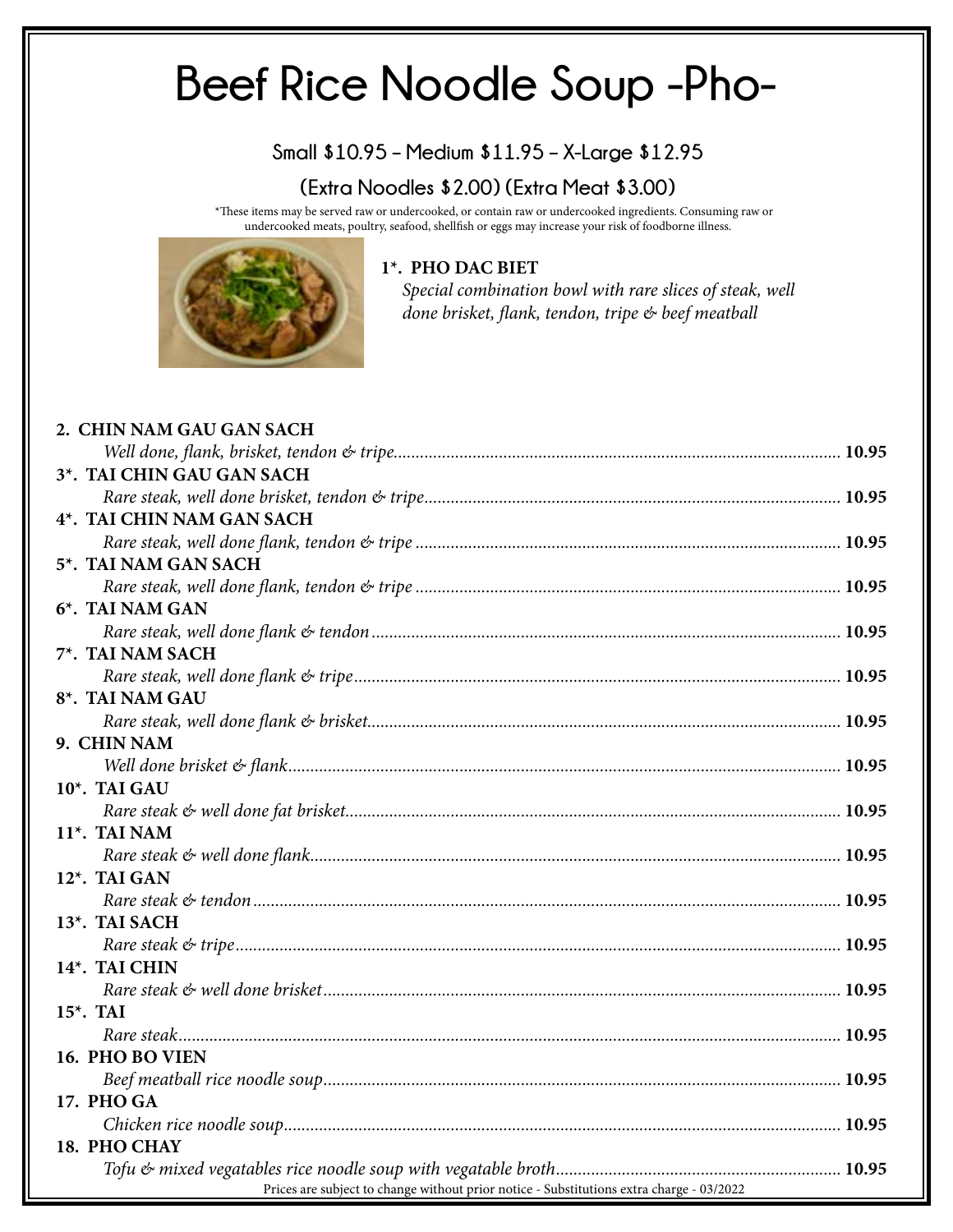# Beef Rice Noodle Soup -Pho-

**Small $10.95 – Medium $11.95 – X-Large $12.95**

**(Extra Noodles $2.00) (Extra Meat $3.00)**

*These items may be served raw or undercooked, or contain raw or undercooked ingredients. Consuming raw or undercooked meats, poultry, seafood, shellfish or eggs may increase your risk of foodborne illness.

**1*. PHO DAC BIET**
*Special combination bowl with rare slices of steak, well done brisket, flank, tendon, tripe & beef meatball*

**2. CHIN NAM GAU GAN SACH**
*Well done, flank, brisket, tendon & tripe*.......... **10.95**

**3*. TAI CHIN GAU GAN SACH**
*Rare steak, well done brisket, tendon & tripe*.......... **10.95**

**4*. TAI CHIN NAM GAN SACH**
*Rare steak, well done flank, tendon & tripe*.......... **10.95**

**5*. TAI NAM GAN SACH**
*Rare steak, well done flank, tendon & tripe*.......... **10.95**

**6*. TAI NAM GAN**
*Rare steak, well done flank & tendon*.......... **10.95**

**7*. TAI NAM SACH**
*Rare steak, well done flank & tripe*.......... **10.95**

**8*. TAI NAM GAU**
*Rare steak, well done flank & brisket*.......... **10.95**

**9. CHIN NAM**
*Well done brisket & flank*.......... **10.95**

**10*. TAI GAU**
*Rare steak & well done fat brisket*.......... **10.95**

**11*. TAI NAM**
*Rare steak & well done flank*.......... **10.95**

**12*. TAI GAN**
*Rare steak & tendon*.......... **10.95**

**13*. TAI SACH**
*Rare steak & tripe*.......... **10.95**

**14*. TAI CHIN**
*Rare steak & well done brisket*.......... **10.95**

**15*. TAI**
*Rare steak*.......... **10.95**

**16. PHO BO VIEN**
*Beef meatball rice noodle soup*.......... **10.95**

**17. PHO GA**
*Chicken rice noodle soup*.......... **10.95**

**18. PHO CHAY**
*Tofu & mixed vegatables rice noodle soup with vegatable broth*.......... **10.95**

Prices are subject to change without prior notice - Substitutions extra charge - 03/2022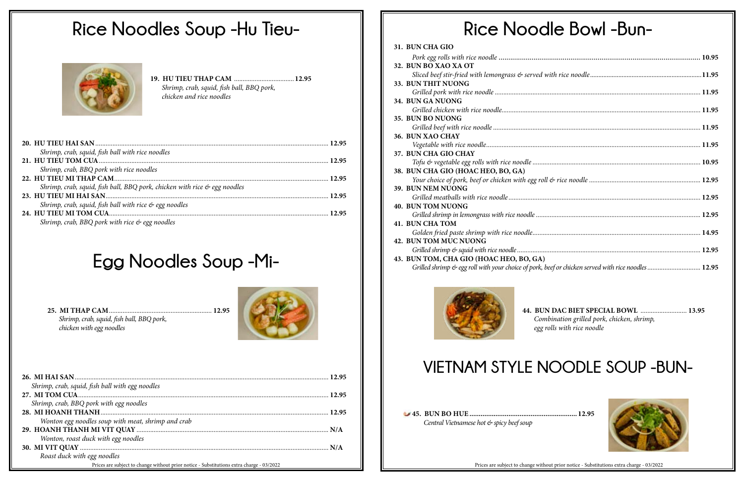# Rice Noodles Soup -Hu Tieu-

**19. HU TIEU THAP CAM** .................................... **12.95**
*Shrimp, crab, squid, fish ball, BBQ pork, chicken and rice noodles*

**20. HU TIEU HAI SAN** .................................... **12.95**
*Shrimp, crab, squid, fish ball with rice noodles*

**21. HU TIEU TOM CUA** .................................... **12.95**
*Shrimp, crab, BBQ pork with rice noodles*

**22. HU TIEU MI THAP CAM** .................................... **12.95**
*Shrimp, crab, squid, fish ball, BBQ pork, chicken with rice & egg noodles*

**23. HU TIEU MI HAI SAN** .................................... **12.95**
*Shrimp, crab, squid, fish ball with rice & egg noodles*

**24. HU TIEU MI TOM CUA** .................................... **12.95**
*Shrimp, crab, BBQ pork with rice & egg noodles*

# Egg Noodles Soup -Mi-

**25. MI THAP CAM** .................................... **12.95**
*Shrimp, crab, squid, fish ball, BBQ pork, chicken with egg noodles*

**26. MI HAI SAN** .................................... **12.95**
*Shrimp, crab, squid, fish ball with egg noodles*

**27. MI TOM CUA** .................................... **12.95**
*Shrimp, crab, BBQ pork with egg noodles*

**28. MI HOANH THANH** .................................... **12.95**
*Wonton egg noodles soup with meat, shrimp and crab*

**29. HOANH THANH MI VIT QUAY** .................................... **N/A**
*Wonton, roast duck with egg noodles*

**30. MI VIT QUAY** .................................... **N/A**
*Roast duck with egg noodles*

Prices are subject to change without prior notice - Substitutions extra charge - 03/2022

# Rice Noodle Bowl -Bun-

**31. BUN CHA GIO**
*Pork egg rolls with rice noodle* .................................... **10.95**

**32. BUN BO XAO XA OT**
*Sliced beef stir-fried with lemongrass & served with rice noodle* .................................... **11.95**

**33. BUN THIT NUONG**
*Grilled pork with rice noodle* .................................... **11.95**

**34. BUN GA NUONG**
*Grilled chicken with rice noodle* .................................... **11.95**

**35. BUN BO NUONG**
*Grilled beef with rice noodle* .................................... **11.95**

**36. BUN XAO CHAY**
*Vegetable with rice noodle* .................................... **11.95**

**37. BUN CHA GIO CHAY**
*Tofu & vegetable egg rolls with rice noodle* .................................... **10.95**

**38. BUN CHA GIO (HOAC HEO, BO, GA)**
*Your choice of pork, beef or chicken with egg roll & rice noodle* .................................... **12.95**

**39. BUN NEM NUONG**
*Grilled meatballs with rice noodle* .................................... **12.95**

**40. BUN TOM NUONG**
*Grilled shrimp in lemongrass with rice noodle* .................................... **12.95**

**41. BUN CHA TOM**
*Golden fried paste shrimp with rice noodle* .................................... **14.95**

**42. BUN TOM MUC NUONG**
*Grilled shrimp & squid with rice noodle* .................................... **12.95**

**43. BUN TOM, CHA GIO (HOAC HEO, BO, GA)**
*Grilled shrimp & egg roll with your choice of pork, beef or chicken served with rice noodles* .................................... **12.95**

**44. BUN DAC BIET SPECIAL BOWL** .................................... **13.95**
*Combination grilled pork, chicken, shrimp, egg rolls with rice noodle*

# VIETNAM STYLE NOODLE SOUP -BUN-

**45. BUN BO HUE** .................................... **12.95**
*Central Vietnamese hot & spicy beef soup*

Prices are subject to change without prior notice - Substitutions extra charge - 03/2022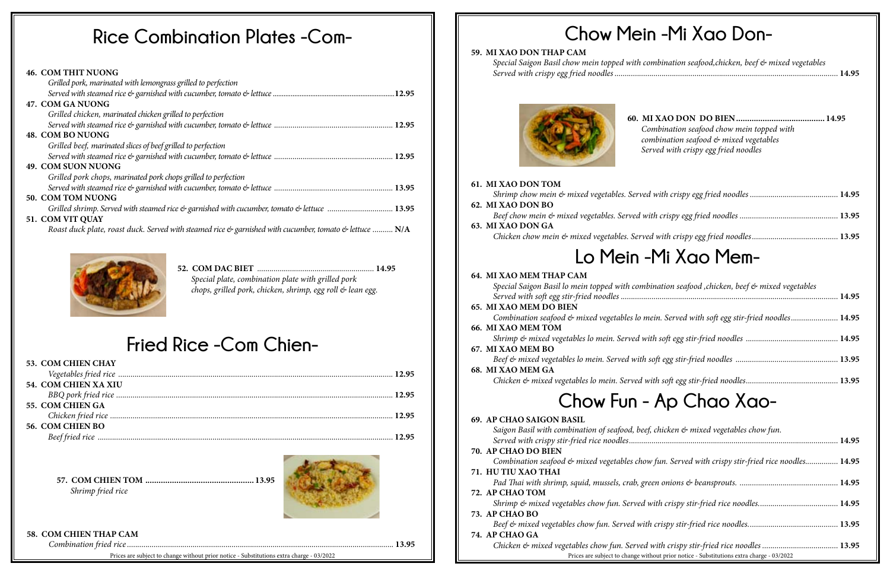# Rice Combination Plates -Com-

**46. COM THIT NUONG**
*Grilled pork, marinated with lemongrass grilled to perfection*
*Served with steamed rice & garnished with cucumber, tomato & lettuce* ....12.95

**47. COM GA NUONG**
*Grilled chicken, marinated chicken grilled to perfection*
*Served with steamed rice & garnished with cucumber, tomato & lettuce* .... 12.95

**48. COM BO NUONG**
*Grilled beef, marinated slices of beef grilled to perfection*
*Served with steamed rice & garnished with cucumber, tomato & lettuce* .... 12.95

**49. COM SUON NUONG**
*Grilled pork chops, marinated pork chops grilled to perfection*
*Served with steamed rice & garnished with cucumber, tomato & lettuce* .... 13.95

**50. COM TOM NUONG**
*Grilled shrimp. Served with steamed rice & garnished with cucumber, tomato & lettuce* .... 13.95

**51. COM VIT QUAY**
*Roast duck plate, roast duck. Served with steamed rice & garnished with cucumber, tomato & lettuce* .... N/A

**52. COM DAC BIET** .... 14.95
*Special plate, combination plate with grilled pork chops, grilled pork, chicken, shrimp, egg roll & lean egg.*

# Fried Rice -Com Chien-

**53. COM CHIEN CHAY**
*Vegetables fried rice* .... 12.95

**54. COM CHIEN XA XIU**
*BBQ pork fried rice* .... 12.95

**55. COM CHIEN GA**
*Chicken fried rice* .... 12.95

**56. COM CHIEN BO**
*Beef fried rice* .... 12.95

**57. COM CHIEN TOM** .... 13.95
*Shrimp fried rice*

**58. COM CHIEN THAP CAM**
*Combination fried rice* .... 13.95

Prices are subject to change without prior notice - Substitutions extra charge - 03/2022

# Chow Mein -Mi Xao Don-

**59. MI XAO DON THAP CAM**
*Special Saigon Basil chow mein topped with combination seafood,chicken, beef & mixed vegetables*
*Served with crispy egg fried noodles* .... 14.95

**60. MI XAO DON DO BIEN** .... 14.95
*Combination seafood chow mein topped with combination seafood & mixed vegetables*
*Served with crispy egg fried noodles*

**61. MI XAO DON TOM**
*Shrimp chow mein & mixed vegetables. Served with crispy egg fried noodles* .... 14.95

**62. MI XAO DON BO**
*Beef chow mein & mixed vegetables. Served with crispy egg fried noodles* .... 13.95

**63. MI XAO DON GA**
*Chicken chow mein & mixed vegetables. Served with crispy egg fried noodles* .... 13.95

# Lo Mein -Mi Xao Mem-

**64. MI XAO MEM THAP CAM**
*Special Saigon Basil lo mein topped with combination seafood ,chicken, beef & mixed vegetables*
*Served with soft egg stir-fried noodles* .... 14.95

**65. MI XAO MEM DO BIEN**
*Combination seafood & mixed vegetables lo mein. Served with soft egg stir-fried noodles* .... 14.95

**66. MI XAO MEM TOM**
*Shrimp & mixed vegetables lo mein. Served with soft egg stir-fried noodles* .... 14.95

**67. MI XAO MEM BO**
*Beef & mixed vegetables lo mein. Served with soft egg stir-fried noodles* .... 13.95

**68. MI XAO MEM GA**
*Chicken & mixed vegetables lo mein. Served with soft egg stir-fried noodles* .... 13.95

# Chow Fun - Ap Chao Xao-

**69. AP CHAO SAIGON BASIL**
*Saigon Basil with combination of seafood, beef, chicken & mixed vegetables chow fun.*
*Served with crispy stir-fried rice noodles* .... 14.95

**70. AP CHAO DO BIEN**
*Combination seafood & mixed vegetables chow fun. Served with crispy stir-fried rice noodles* .... 14.95

**71. HU TIU XAO THAI**
*Pad Thai with shrimp, squid, mussels, crab, green onions & beansprouts.* .... 14.95

**72. AP CHAO TOM**
*Shrimp & mixed vegetables chow fun. Served with crispy stir-fried rice noodles.* .... 14.95

**73. AP CHAO BO**
*Beef & mixed vegetables chow fun. Served with crispy stir-fried rice noodles.* .... 13.95

**74. AP CHAO GA**
*Chicken & mixed vegetables chow fun. Served with crispy stir-fried rice noodles* .... 13.95

Prices are subject to change without prior notice - Substitutions extra charge - 03/2022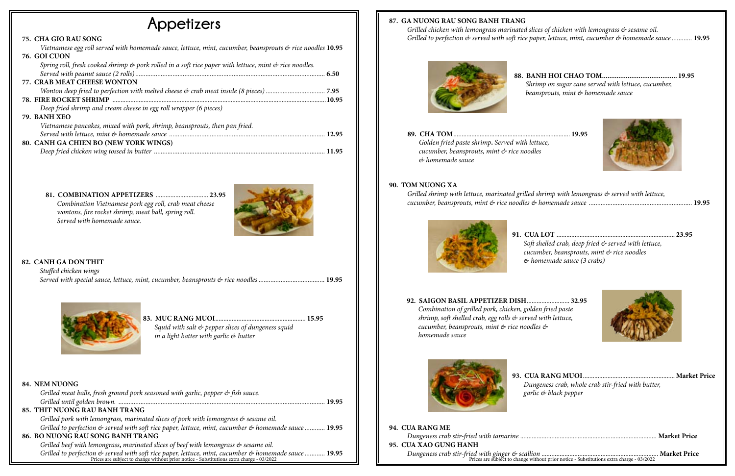# Appetizers

**75. CHA GIO RAU SONG**
*Vietnamese egg roll served with homemade sauce, lettuce, mint, cucumber, beansprouts & rice noodles* **10.95**

**76. GOI CUON**
*Spring roll, fresh cooked shrimp & pork rolled in a soft rice paper with lettuce, mint & rice noodles. Served with peanut sauce (2 rolls)* **6.50**

**77. CRAB MEAT CHEESE WONTON**
*Wonton deep fried to perfection with melted cheese & crab meat inside (8 pieces)* **7.95**

**78. FIRE ROCKET SHRIMP** **10.95**
*Deep fried shrimp and cream cheese in egg roll wrapper (6 pieces)*

**79. BANH XEO**
*Vietnamese pancakes, mixed with pork, shrimp, beansprouts, then pan fried. Served with lettuce, mint & homemade sauce* **12.95**

**80. CANH GA CHIEN BO (NEW YORK WINGS)**
*Deep fried chicken wing tossed in butter* **11.95**

**81. COMBINATION APPETIZERS** **23.95**
*Combination Vietnamese pork egg roll, crab meat cheese wontons, fire rocket shrimp, meat ball, spring roll. Served with homemade sauce.*

**82. CANH GA DON THIT**
*Stuffed chicken wings*
*Served with special sauce, lettuce, mint, cucumber, beansprouts & rice noodles* **19.95**

**83. MUC RANG MUOI** **15.95**
*Squid with salt & pepper slices of dungeness squid in a light batter with garlic & butter*

**84. NEM NUONG**
*Grilled meat balls, fresh ground pork seasoned with garlic, pepper & fish sauce. Grilled until golden brown.* **19.95**

**85. THIT NUONG RAU BANH TRANG**
*Grilled pork with lemongrass, marinated slices of pork with lemongrass & sesame oil. Grilled to perfection & served with soft rice paper, lettuce, mint, cucumber & homemade sauce* **19.95**

**86. BO NUONG RAU SONG BANH TRANG**
*Grilled beef with lemongrass, marinated slices of beef with lemongrass & sesame oil. Grilled to perfection & served with soft rice paper, lettuce, mint, cucumber & homemade sauce* **19.95**

Prices are subject to change without prior notice - Substitutions extra charge - 03/2022

**87. GA NUONG RAU SONG BANH TRANG**
*Grilled chicken with lemongrass marinated slices of chicken with lemongrass & sesame oil. Grilled to perfection & served with soft rice paper, lettuce, mint, cucumber & homemade sauce* **19.95**

**88. BANH HOI CHAO TOM** **19.95**
*Shrimp on sugar cane served with lettuce, cucumber, beansprouts, mint & homemade sauce*

**89. CHA TOM** **19.95**
*Golden fried paste shrimp. Served with lettuce, cucumber, beansprouts, mint & rice noodles & homemade sauce*

**90. TOM NUONG XA**
*Grilled shrimp with lettuce, marinated grilled shrimp with lemongrass & served with lettuce, cucumber, beansprouts, mint & rice noodles & homemade sauce* **19.95**

**91. CUA LOT** **23.95**
*Soft shelled crab, deep fried & served with lettuce, cucumber, beansprouts, mint & rice noodles & homemade sauce (3 crabs)*

**92. SAIGON BASIL APPETIZER DISH** **32.95**
*Combination of grilled pork, chicken, golden fried paste shrimp, soft shelled crab, egg rolls & served with lettuce, cucumber, beansprouts, mint & rice noodles & homemade sauce*

**93. CUA RANG MUOI** **Market Price**
*Dungeness crab, whole crab stir-fried with butter, garlic & black pepper*

**94. CUA RANG ME**
*Dungeness crab stir-fried with tamarine* **Market Price**

**95. CUA XAO GUNG HANH**
*Dungeness crab stir-fried with ginger & scallion* **Market Price**

Prices are subject to change without prior notice - Substitutions extra charge - 03/2022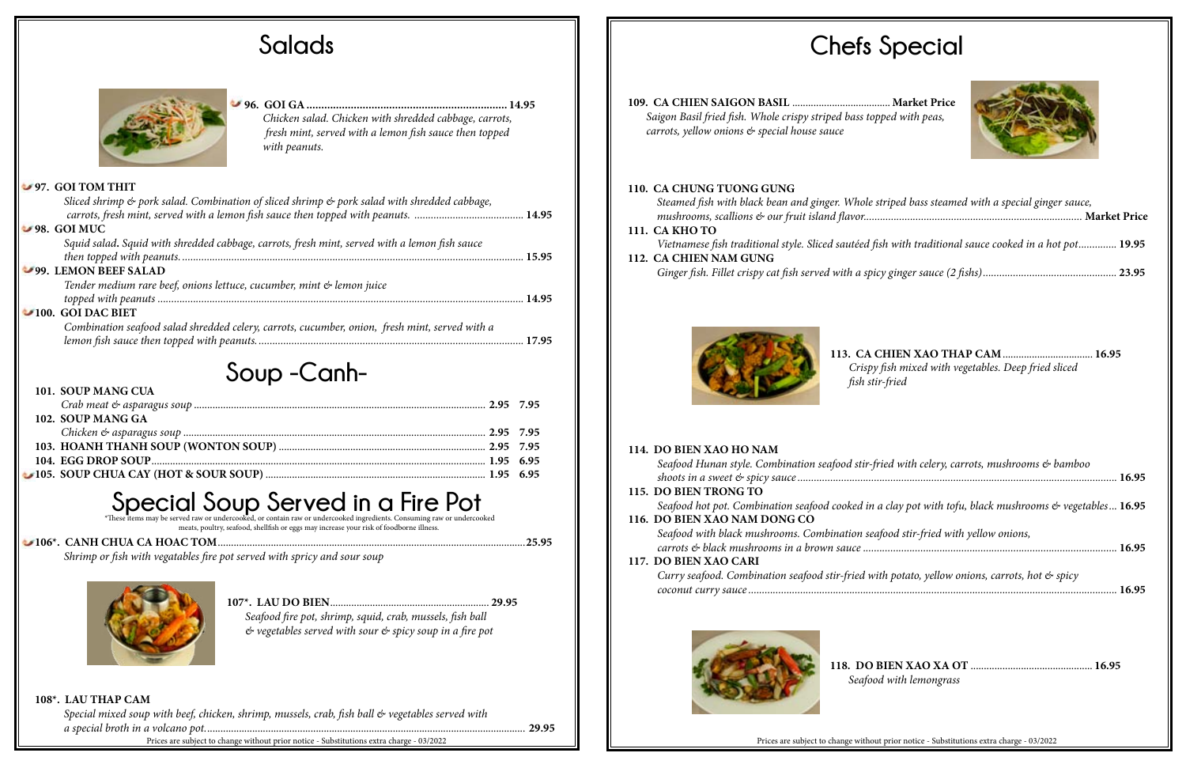# Salads

**96. GOI GA** .................................................................... **14.95**
*Chicken salad. Chicken with shredded cabbage, carrots, fresh mint, served with a lemon fish sauce then topped with peanuts.*

**97. GOI TOM THIT**
*Sliced shrimp & pork salad. Combination of sliced shrimp & pork salad with shredded cabbage, carrots, fresh mint, served with a lemon fish sauce then topped with peanuts.* ........................................ **14.95**

**98. GOI MUC**
*Squid salad.* *Squid with shredded cabbage, carrots, fresh mint, served with a lemon fish sauce then topped with peanuts.* ........................................ **15.95**

**99. LEMON BEEF SALAD**
*Tender medium rare beef, onions lettuce, cucumber, mint & lemon juice topped with peanuts* ........................................ **14.95**

**100. GOI DAC BIET**
*Combination seafood salad shredded celery, carrots, cucumber, onion, fresh mint, served with a lemon fish sauce then topped with peanuts.* ........................................ **17.95**

# Soup -Canh-

**101. SOUP MANG CUA**
*Crab meat & asparagus soup* .................................... **2.95 7.95**

**102. SOUP MANG GA**
*Chicken & asparagus soup* .................................... **2.95 7.95**

**103. HOANH THANH SOUP (WONTON SOUP)** .................................... **2.95 7.95**

**104. EGG DROP SOUP** .................................... **1.95 6.95**

**105. SOUP CHUA CAY (HOT & SOUR SOUP)** .................................... **1.95 6.95**

# Special Soup Served in a Fire Pot

*These items may be served raw or undercooked, or contain raw or undercooked ingredients. Consuming raw or undercooked meats, poultry, seafood, shellfish or eggs may increase your risk of foodborne illness.

**106*. CANH CHUA CA HOAC TOM** .................................... **25.95**
*Shrimp or fish with vegatables fire pot served with spricy and sour soup*

**107*. LAU DO BIEN** .................................... **29.95**
*Seafood fire pot, shrimp, squid, crab, mussels, fish ball & vegetables served with sour & spicy soup in a fire pot*

**108*. LAU THAP CAM**
*Special mixed soup with beef, chicken, shrimp, mussels, crab, fish ball & vegetables served with a special broth in a volcano pot.* .................................... **29.95**

# Chefs Special

**109. CA CHIEN SAIGON BASIL** .................................... **Market Price**
*Saigon Basil fried fish. Whole crispy striped bass topped with peas, carrots, yellow onions & special house sauce*

**110. CA CHUNG TUONG GUNG**
*Steamed fish with black bean and ginger. Whole striped bass steamed with a special ginger sauce, mushrooms, scallions & our fruit island flavor.* .................................... **Market Price**

**111. CA KHO TO**
*Vietnamese fish traditional style. Sliced sautéed fish with traditional sauce cooked in a hot pot* .................................... **19.95**

**112. CA CHIEN NAM GUNG**
*Ginger fish. Fillet crispy cat fish served with a spicy ginger sauce (2 fishs)* .................................... **23.95**

**113. CA CHIEN XAO THAP CAM** .................................... **16.95**
*Crispy fish mixed with vegetables. Deep fried sliced fish stir-fried*

**114. DO BIEN XAO HO NAM**
*Seafood Hunan style. Combination seafood stir-fried with celery, carrots, mushrooms & bamboo shoots in a sweet & spicy sauce* .................................... **16.95**

**115. DO BIEN TRONG TO**
*Seafood hot pot. Combination seafood cooked in a clay pot with tofu, black mushrooms & vegetables* ... **16.95**

**116. DO BIEN XAO NAM DONG CO**
*Seafood with black mushrooms. Combination seafood stir-fried with yellow onions, carrots & black mushrooms in a brown sauce* .................................... **16.95**

**117. DO BIEN XAO CARI**
*Curry seafood. Combination seafood stir-fried with potato, yellow onions, carrots, hot & spicy coconut curry sauce* .................................... **16.95**

**118. DO BIEN XAO XA OT** .................................... **16.95**
*Seafood with lemongrass*

Prices are subject to change without prior notice - Substitutions extra charge - 03/2022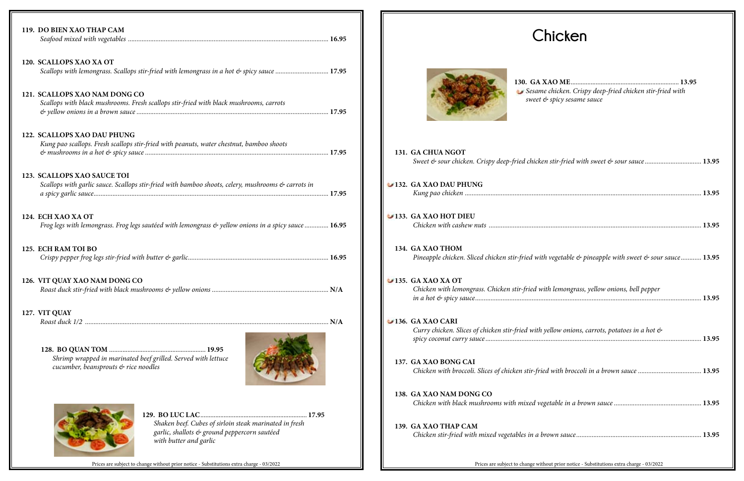**119. DO BIEN XAO THAP CAM**
*Seafood mixed with vegetables* .......... 16.95

**120. SCALLOPS XAO XA OT**
*Scallops with lemongrass. Scallops stir-fried with lemongrass in a hot & spicy sauce* .......... 17.95

**121. SCALLOPS XAO NAM DONG CO**
*Scallops with black mushrooms. Fresh scallops stir-fried with black mushrooms, carrots & yellow onions in a brown sauce* .......... 17.95

**122. SCALLOPS XAO DAU PHUNG**
*Kung pao scallops. Fresh scallops stir-fried with peanuts, water chestnut, bamboo shoots & mushrooms in a hot & spicy sauce* .......... 17.95

**123. SCALLOPS XAO SAUCE TOI**
*Scallops with garlic sauce. Scallops stir-fried with bamboo shoots, celery, mushrooms & carrots in a spicy garlic sauce* .......... 17.95

**124. ECH XAO XA OT**
*Frog legs with lemongrass. Frog legs sautéed with lemongrass & yellow onions in a spicy sauce* .......... 16.95

**125. ECH RAM TOI BO**
*Crispy pepper frog legs stir-fried with butter & garlic* .......... 16.95

**126. VIT QUAY XAO NAM DONG CO**
*Roast duck stir-fried with black mushrooms & yellow onions* .......... N/A

**127. VIT QUAY**
*Roast duck 1/2* .......... N/A

**128. BO QUAN TOM** .......... 19.95
*Shrimp wrapped in marinated beef grilled. Served with lettuce cucumber, beansprouts & rice noodles*

**129. BO LUC LAC** .......... 17.95
*Shaken beef. Cubes of sirloin steak marinated in fresh garlic, shallots & ground peppercorn sautéed with butter and garlic*

Prices are subject to change without prior notice - Substitutions extra charge - 03/2022

# Chicken

**130. GA XAO ME** .......... 13.95
*Sesame chicken. Crispy deep-fried chicken stir-fried with sweet & spicy sesame sauce*

**131. GA CHUA NGOT**
*Sweet & sour chicken. Crispy deep-fried chicken stir-fried with sweet & sour sauce* .......... 13.95

**132. GA XAO DAU PHUNG**
*Kung pao chicken* .......... 13.95

**133. GA XAO HOT DIEU**
*Chicken with cashew nuts* .......... 13.95

**134. GA XAO THOM**
*Pineapple chicken. Sliced chicken stir-fried with vegetable & pineapple with sweet & sour sauce* .......... 13.95

**135. GA XAO XA OT**
*Chicken with lemongrass. Chicken stir-fried with lemongrass, yellow onions, bell pepper in a hot & spicy sauce* .......... 13.95

**136. GA XAO CARI**
*Curry chicken. Slices of chicken stir-fried with yellow onions, carrots, potatoes in a hot & spicy coconut curry sauce* .......... 13.95

**137. GA XAO BONG CAI**
*Chicken with broccoli. Slices of chicken stir-fried with broccoli in a brown sauce* .......... 13.95

**138. GA XAO NAM DONG CO**
*Chicken with black mushrooms with mixed vegetable in a brown sauce* .......... 13.95

**139. GA XAO THAP CAM**
*Chicken stir-fried with mixed vegetables in a brown sauce* .......... 13.95

Prices are subject to change without prior notice - Substitutions extra charge - 03/2022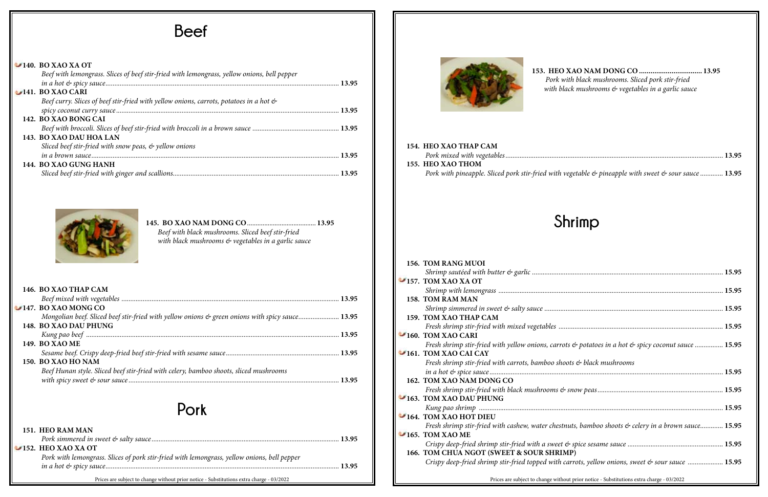# Beef

🌶 **140. BO XAO XA OT**
*Beef with lemongrass. Slices of beef stir-fried with lemongrass, yellow onions, bell pepper in a hot & spicy sauce* ... **13.95**

🌶 **141. BO XAO CARI**
*Beef curry. Slices of beef stir-fried with yellow onions, carrots, potatoes in a hot & spicy coconut curry sauce* ... **13.95**

**142. BO XAO BONG CAI**
*Beef with broccoli. Slices of beef stir-fried with broccoli in a brown sauce* ... **13.95**

**143. BO XAO DAU HOA LAN**
*Sliced beef stir-fried with snow peas, & yellow onions in a brown sauce* ... **13.95**

**144. BO XAO GUNG HANH**
*Sliced beef stir-fried with ginger and scallions* ... **13.95**

**145. BO XAO NAM DONG CO** ... **13.95**
*Beef with black mushrooms. Sliced beef stir-fried with black mushrooms & vegetables in a garlic sauce*

**146. BO XAO THAP CAM**
*Beef mixed with vegetables* ... **13.95**

🌶 **147. BO XAO MONG CO**
*Mongolian beef. Sliced beef stir-fried with yellow onions & green onions with spicy sauce* ... **13.95**

**148. BO XAO DAU PHUNG**
*Kung pao beef* ... **13.95**

**149. BO XAO ME**
*Sesame beef. Crispy deep-fried beef stir-fried with sesame sauce* ... **13.95**

**150. BO XAO HO NAM**
*Beef Hunan style. Sliced beef stir-fried with celery, bamboo shoots, sliced mushrooms with spicy sweet & sour sauce* ... **13.95**

# Pork

**151. HEO RAM MAN**
*Pork simmered in sweet & salty sauce* ... **13.95**

🌶 **152. HEO XAO XA OT**
*Pork with lemongrass. Slices of pork stir-fried with lemongrass, yellow onions, bell pepper in a hot & spicy sauce* ... **13.95**

**153. HEO XAO NAM DONG CO** ... **13.95**
*Pork with black mushrooms. Sliced pork stir-fried with black mushrooms & vegetables in a garlic sauce*

**154. HEO XAO THAP CAM**
*Pork mixed with vegetables* ... **13.95**

**155. HEO XAO THOM**
*Pork with pineapple. Sliced pork stir-fried with vegetable & pineapple with sweet & sour sauce* ... **13.95**

# Shrimp

**156. TOM RANG MUOI**
*Shrimp sautéed with butter & garlic* ... **15.95**

🌶 **157. TOM XAO XA OT**
*Shrimp with lemongrass* ... **15.95**

**158. TOM RAM MAN**
*Shrimp simmered in sweet & salty sauce* ... **15.95**

**159. TOM XAO THAP CAM**
*Fresh shrimp stir-fried with mixed vegetables* ... **15.95**

🌶 **160. TOM XAO CARI**
*Fresh shrimp stir-fried with yellow onions, carrots & potatoes in a hot & spicy coconut sauce* ... **15.95**

🌶 **161. TOM XAO CAI CAY**
*Fresh shrimp stir-fried with carrots, bamboo shoots & black mushrooms in a hot & spice sauce* ... **15.95**

**162. TOM XAO NAM DONG CO**
*Fresh shrimp stir-fried with black mushrooms & snow peas* ... **15.95**

🌶 **163. TOM XAO DAU PHUNG**
*Kung pao shrimp* ... **15.95**

🌶 **164. TOM XAO HOT DIEU**
*Fresh shrimp stir-fried with cashew, water chestnuts, bamboo shoots & celery in a brown sauce* ... **15.95**

🌶 **165. TOM XAO ME**
*Crispy deep-fried shrimp stir-fried with a sweet & spice sesame sauce* ... **15.95**

**166. TOM CHUA NGOT (SWEET & SOUR SHRIMP)**
*Crispy deep-fried shrimp stir-fried topped with carrots, yellow onions, sweet & sour sauce* ... **15.95**

Prices are subject to change without prior notice - Substitutions extra charge - 03/2022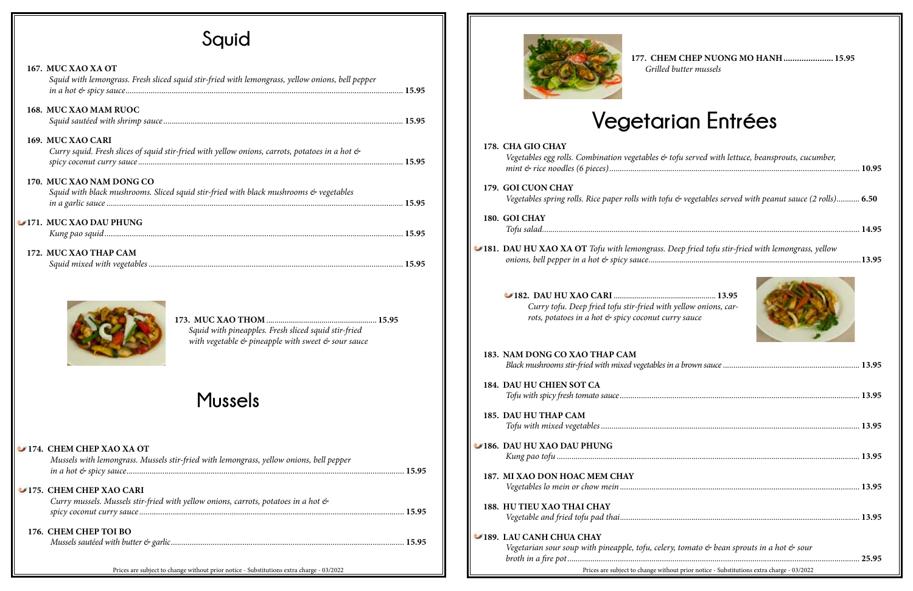## Squid

**167. MUC XAO XA OT**
*Squid with lemongrass. Fresh sliced squid stir-fried with lemongrass, yellow onions, bell pepper in a hot & spicy sauce* ..... **15.95**

**168. MUC XAO MAM RUOC**
*Squid sautéed with shrimp sauce* ..... **15.95**

**169. MUC XAO CARI**
*Curry squid. Fresh slices of squid stir-fried with yellow onions, carrots, potatoes in a hot & spicy coconut curry sauce* ..... **15.95**

**170. MUC XAO NAM DONG CO**
*Squid with black mushrooms. Sliced squid stir-fried with black mushrooms & vegetables in a garlic sauce* ..... **15.95**

**171. MUC XAO DAU PHUNG**
*Kung pao squid* ..... **15.95**

**172. MUC XAO THAP CAM**
*Squid mixed with vegetables* ..... **15.95**

**173. MUC XAO THOM** ..... **15.95**
*Squid with pineapples. Fresh sliced squid stir-fried with vegetable & pineapple with sweet & sour sauce*

## Mussels

**174. CHEM CHEP XAO XA OT**
*Mussels with lemongrass. Mussels stir-fried with lemongrass, yellow onions, bell pepper in a hot & spicy sauce* ..... **15.95**

**175. CHEM CHEP XAO CARI**
*Curry mussels. Mussels stir-fried with yellow onions, carrots, potatoes in a hot & spicy coconut curry sauce* ..... **15.95**

**176. CHEM CHEP TOI BO**
*Mussels sautéed with butter & garlic* ..... **15.95**

**177. CHEM CHEP NUONG MO HANH** ..... **15.95**
*Grilled butter mussels*

Prices are subject to change without prior notice - Substitutions extra charge - 03/2022

## Vegetarian Entrées

**178. CHA GIO CHAY**
*Vegetables egg rolls. Combination vegetables & tofu served with lettuce, beansprouts, cucumber, mint & rice noodles (6 pieces)* ..... **10.95**

**179. GOI CUON CHAY**
*Vegetables spring rolls. Rice paper rolls with tofu & vegetables served with peanut sauce (2 rolls)* ..... **6.50**

**180. GOI CHAY**
*Tofu salad* ..... **14.95**

**181. DAU HU XAO XA OT** *Tofu with lemongrass. Deep fried tofu stir-fried with lemongrass, yellow onions, bell pepper in a hot & spicy sauce* ..... **13.95**

**182. DAU HU XAO CARI** ..... **13.95**
*Curry tofu. Deep fried tofu stir-fried with yellow onions, carrots, potatoes in a hot & spicy coconut curry sauce*

**183. NAM DONG CO XAO THAP CAM**
*Black mushrooms stir-fried with mixed vegetables in a brown sauce* ..... **13.95**

**184. DAU HU CHIEN SOT CA**
*Tofu with spicy fresh tomato sauce* ..... **13.95**

**185. DAU HU THAP CAM**
*Tofu with mixed vegetables* ..... **13.95**

**186. DAU HU XAO DAU PHUNG**
*Kung pao tofu* ..... **13.95**

**187. MI XAO DON HOAC MEM CHAY**
*Vegetables lo mein or chow mein* ..... **13.95**

**188. HU TIEU XAO THAI CHAY**
*Vegetable and fried tofu pad thai* ..... **13.95**

**189. LAU CANH CHUA CHAY**
*Vegetarian sour soup with pineapple, tofu, celery, tomato & bean sprouts in a hot & sour broth in a fire pot* ..... **25.95**

Prices are subject to change without prior notice - Substitutions extra charge - 03/2022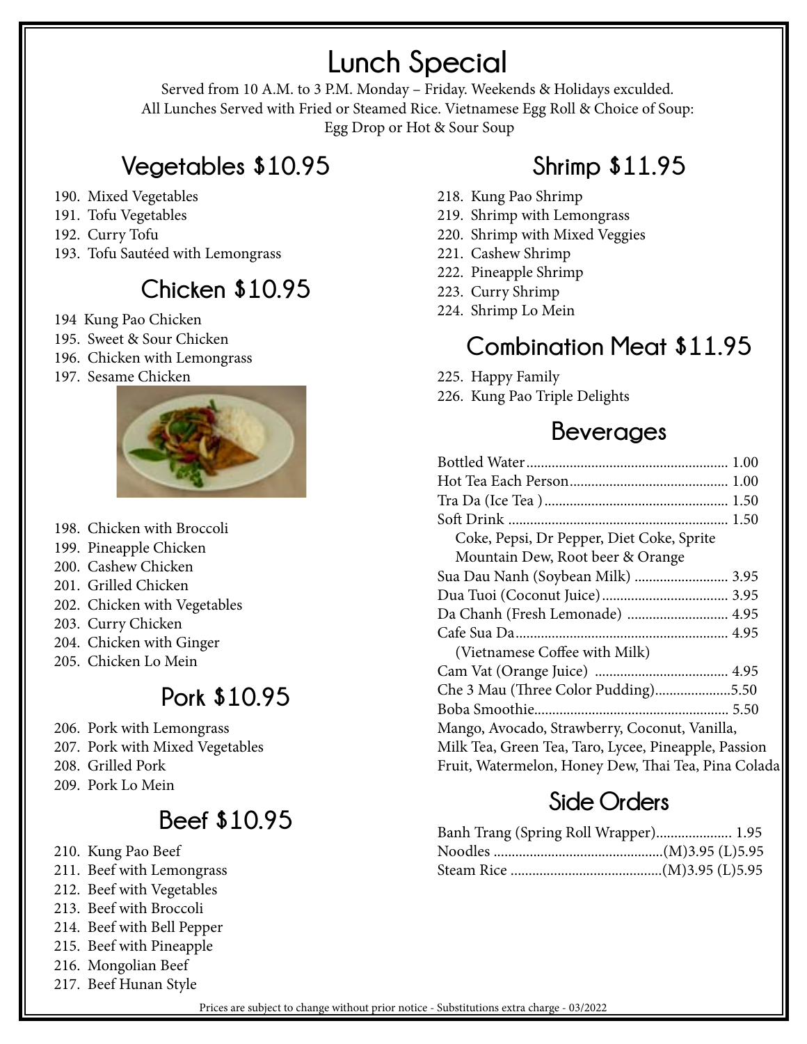# Lunch Special

Served from 10 A.M. to 3 P.M. Monday – Friday. Weekends & Holidays exculded.
All Lunches Served with Fried or Steamed Rice. Vietnamese Egg Roll & Choice of Soup:
Egg Drop or Hot & Sour Soup

## Vegetables $10.95

190. Mixed Vegetables
191. Tofu Vegetables
192. Curry Tofu
193. Tofu Sautéed with Lemongrass

## Chicken $10.95

194 Kung Pao Chicken
195. Sweet & Sour Chicken
196. Chicken with Lemongrass
197. Sesame Chicken
198. Chicken with Broccoli
199. Pineapple Chicken
200. Cashew Chicken
201. Grilled Chicken
202. Chicken with Vegetables
203. Curry Chicken
204. Chicken with Ginger
205. Chicken Lo Mein

## Pork $10.95

206. Pork with Lemongrass
207. Pork with Mixed Vegetables
208. Grilled Pork
209. Pork Lo Mein

## Beef $10.95

210. Kung Pao Beef
211. Beef with Lemongrass
212. Beef with Vegetables
213. Beef with Broccoli
214. Beef with Bell Pepper
215. Beef with Pineapple
216. Mongolian Beef
217. Beef Hunan Style

## Shrimp $11.95

218. Kung Pao Shrimp
219. Shrimp with Lemongrass
220. Shrimp with Mixed Veggies
221. Cashew Shrimp
222. Pineapple Shrimp
223. Curry Shrimp
224. Shrimp Lo Mein

## Combination Meat $11.95

225. Happy Family
226. Kung Pao Triple Delights

## Beverages

Bottled Water ........ 1.00
Hot Tea Each Person ........ 1.00
Tra Da (Ice Tea ) ........ 1.50
Soft Drink ........ 1.50
Coke, Pepsi, Dr Pepper, Diet Coke, Sprite
Mountain Dew, Root beer & Orange
Sua Dau Nanh (Soybean Milk) ........ 3.95
Dua Tuoi (Coconut Juice) ........ 3.95
Da Chanh (Fresh Lemonade) ........ 4.95
Cafe Sua Da ........ 4.95
(Vietnamese Coffee with Milk)
Cam Vat (Orange Juice) ........ 4.95
Che 3 Mau (Three Color Pudding) ........ 5.50
Boba Smoothie ........ 5.50
Mango, Avocado, Strawberry, Coconut, Vanilla,
Milk Tea, Green Tea, Taro, Lycee, Pineapple, Passion
Fruit, Watermelon, Honey Dew, Thai Tea, Pina Colada

## Side Orders

Banh Trang (Spring Roll Wrapper) ........ 1.95
Noodles ........ (M)3.95 (L)5.95
Steam Rice ........ (M)3.95 (L)5.95

Prices are subject to change without prior notice - Substitutions extra charge - 03/2022